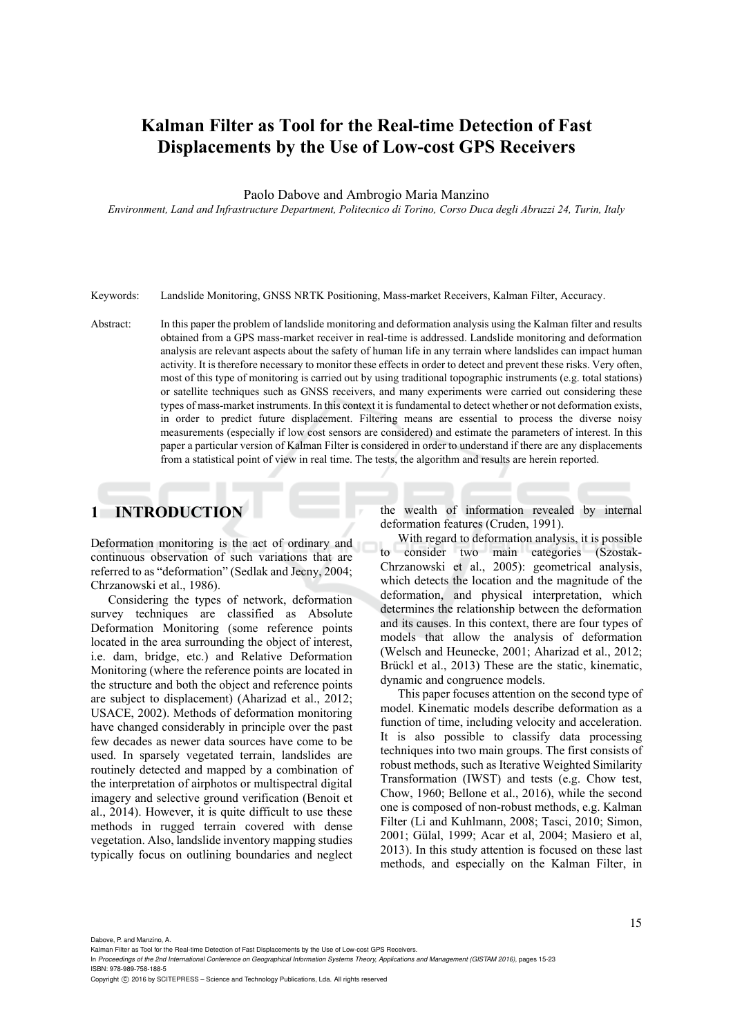# Kalman Filter as Tool for the Real-time Detection of Fast Displacements by the Use of Low-cost GPS Receivers

Paolo Dabove and Ambrogio Maria Manzino

*Environment, Land and Infrastructure Department, Politecnico di Torino, Corso Duca degli Abruzzi 24, Turin, Italy*

Keywords: Landslide Monitoring, GNSS NRTK Positioning, Mass-market Receivers, Kalman Filter, Accuracy.

Abstract: In this paper the problem of landslide monitoring and deformation analysis using the Kalman filter and results obtained from a GPS mass-market receiver in real-time is addressed. Landslide monitoring and deformation analysis are relevant aspects about the safety of human life in any terrain where landslides can impact human activity. It is therefore necessary to monitor these effects in order to detect and prevent these risks. Very often, most of this type of monitoring is carried out by using traditional topographic instruments (e.g. total stations) or satellite techniques such as GNSS receivers, and many experiments were carried out considering these types of mass-market instruments. In this context it is fundamental to detect whether or not deformation exists, in order to predict future displacement. Filtering means are essential to process the diverse noisy measurements (especially if low cost sensors are considered) and estimate the parameters of interest. In this paper a particular version of Kalman Filter is considered in order to understand if there are any displacements from a statistical point of view in real time. The tests, the algorithm and results are herein reported.

## 1 INTRODUCTION

Deformation monitoring is the act of ordinary and continuous observation of such variations that are referred to as "deformation" (Sedlak and Jecny, 2004; Chrzanowski et al., 1986).

Considering the types of network, deformation survey techniques are classified as Absolute Deformation Monitoring (some reference points located in the area surrounding the object of interest, i.e. dam, bridge, etc.) and Relative Deformation Monitoring (where the reference points are located in the structure and both the object and reference points are subject to displacement) (Aharizad et al., 2012; USACE, 2002). Methods of deformation monitoring have changed considerably in principle over the past few decades as newer data sources have come to be used. In sparsely vegetated terrain, landslides are routinely detected and mapped by a combination of the interpretation of airphotos or multispectral digital imagery and selective ground verification (Benoit et al., 2014). However, it is quite difficult to use these methods in rugged terrain covered with dense vegetation. Also, landslide inventory mapping studies typically focus on outlining boundaries and neglect the wealth of information revealed by internal deformation features (Cruden, 1991).

With regard to deformation analysis, it is possible to consider two main categories (Szostak-Chrzanowski et al., 2005): geometrical analysis, which detects the location and the magnitude of the deformation, and physical interpretation, which determines the relationship between the deformation and its causes. In this context, there are four types of models that allow the analysis of deformation (Welsch and Heunecke, 2001; Aharizad et al., 2012; Brückl et al., 2013) These are the static, kinematic, dynamic and congruence models.

This paper focuses attention on the second type of model. Kinematic models describe deformation as a function of time, including velocity and acceleration. It is also possible to classify data processing techniques into two main groups. The first consists of robust methods, such as Iterative Weighted Similarity Transformation (IWST) and tests (e.g. Chow test, Chow, 1960; Bellone et al., 2016), while the second one is composed of non-robust methods, e.g. Kalman Filter (Li and Kuhlmann, 2008; Tasci, 2010; Simon, 2001; Gülal, 1999; Acar et al, 2004; Masiero et al, 2013). In this study attention is focused on these last methods, and especially on the Kalman Filter, in

Dabove, P. and Manzino, A.
Kalman Filter as Tool for the Real-time Detection of Fast Displacements by the Use of Low-cost GPS Receivers.
In *Proceedings of the 2nd International Conference on Geographical Information Systems Theory, Applications and Management (GISTAM 2016)*, pages 15-23
ISBN: 978-989-758-188-5
Copyright © 2016 by SCITEPRESS – Science and Technology Publications, Lda. All rights reserved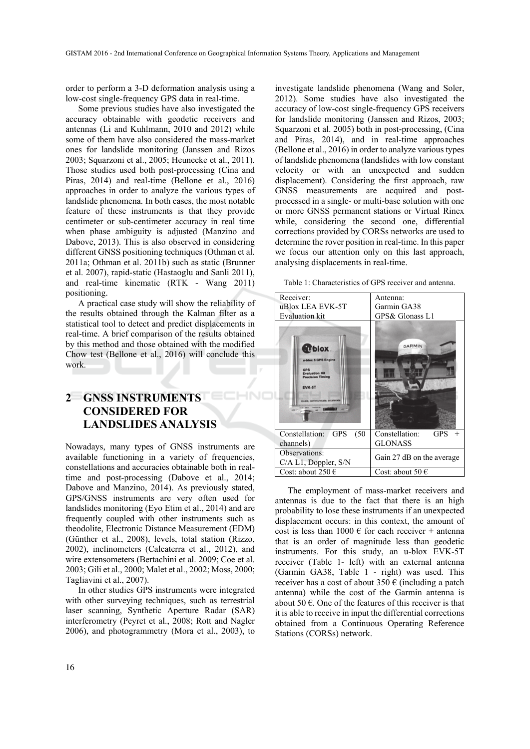order to perform a 3-D deformation analysis using a low-cost single-frequency GPS data in real-time.

Some previous studies have also investigated the accuracy obtainable with geodetic receivers and antennas (Li and Kuhlmann, 2010 and 2012) while some of them have also considered the mass-market ones for landslide monitoring (Janssen and Rizos 2003; Squarzoni et al., 2005; Heunecke et al., 2011). Those studies used both post-processing (Cina and Piras, 2014) and real-time (Bellone et al., 2016) approaches in order to analyze the various types of landslide phenomena. In both cases, the most notable feature of these instruments is that they provide centimeter or sub-centimeter accuracy in real time when phase ambiguity is adjusted (Manzino and Dabove, 2013). This is also observed in considering different GNSS positioning techniques (Othman et al. 2011a; Othman et al. 2011b) such as static (Brunner et al. 2007), rapid-static (Hastaoglu and Sanli 2011), and real-time kinematic (RTK - Wang 2011) positioning.

A practical case study will show the reliability of the results obtained through the Kalman filter as a statistical tool to detect and predict displacements in real-time. A brief comparison of the results obtained by this method and those obtained with the modified Chow test (Bellone et al., 2016) will conclude this work.

## 2 GNSS INSTRUMENTS CONSIDERED FOR LANDSLIDES ANALYSIS

Nowadays, many types of GNSS instruments are available functioning in a variety of frequencies, constellations and accuracies obtainable both in real-time and post-processing (Dabove et al., 2014; Dabove and Manzino, 2014). As previously stated, GPS/GNSS instruments are very often used for landslides monitoring (Eyo Etim et al., 2014) and are frequently coupled with other instruments such as theodolite, Electronic Distance Measurement (EDM) (Günther et al., 2008), levels, total station (Rizzo, 2002), inclinometers (Calcaterra et al., 2012), and wire extensometers (Bertachini et al. 2009; Coe et al. 2003; Gili et al., 2000; Malet et al., 2002; Moss, 2000; Tagliavini et al., 2007).

In other studies GPS instruments were integrated with other surveying techniques, such as terrestrial laser scanning, Synthetic Aperture Radar (SAR) interferometry (Peyret et al., 2008; Rott and Nagler 2006), and photogrammetry (Mora et al., 2003), to investigate landslide phenomena (Wang and Soler, 2012). Some studies have also investigated the accuracy of low-cost single-frequency GPS receivers for landslide monitoring (Janssen and Rizos, 2003; Squarzoni et al. 2005) both in post-processing, (Cina and Piras, 2014), and in real-time approaches (Bellone et al., 2016) in order to analyze various types of landslide phenomena (landslides with low constant velocity or with an unexpected and sudden displacement). Considering the first approach, raw GNSS measurements are acquired and post-processed in a single- or multi-base solution with one or more GNSS permanent stations or Virtual Rinex while, considering the second one, differential corrections provided by CORSs networks are used to determine the rover position in real-time. In this paper we focus our attention only on this last approach, analysing displacements in real-time.

Table 1: Characteristics of GPS receiver and antenna.

| Receiver: uBlox LEA EVK-5T Evaluation kit | Antenna: Garmin GA38 GPS& Glonass L1 |
|---|---|
| | |
| Constellation: GPS (50 channels) | Constellation: GPS + GLONASS |
| Observations: C/A L1, Doppler, S/N | Gain 27 dB on the average |
| Cost: about 250 € | Cost: about 50 € |

The employment of mass-market receivers and antennas is due to the fact that there is an high probability to lose these instruments if an unexpected displacement occurs: in this context, the amount of cost is less than 1000 € for each receiver + antenna that is an order of magnitude less than geodetic instruments. For this study, an u-blox EVK-5T receiver (Table 1- left) with an external antenna (Garmin GA38, Table 1 - right) was used. This receiver has a cost of about 350 € (including a patch antenna) while the cost of the Garmin antenna is about 50 €. One of the features of this receiver is that it is able to receive in input the differential corrections obtained from a Continuous Operating Reference Stations (CORSs) network.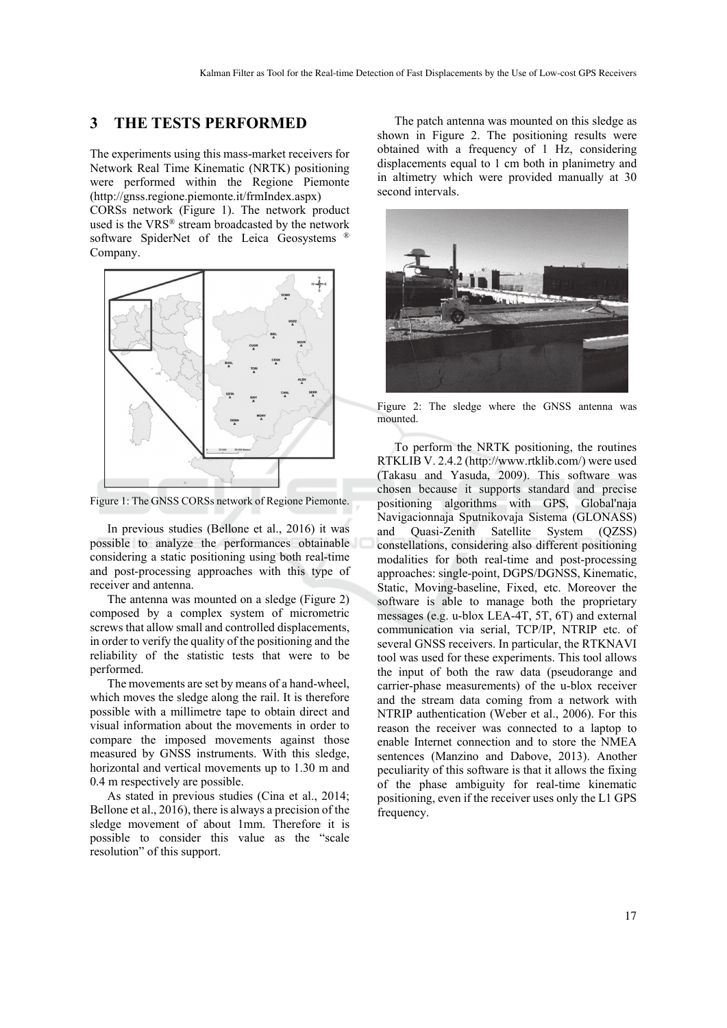## 3 THE TESTS PERFORMED

The experiments using this mass-market receivers for Network Real Time Kinematic (NRTK) positioning were performed within the Regione Piemonte (http://gnss.regione.piemonte.it/frmIndex.aspx) CORSs network (Figure 1). The network product used is the VRS® stream broadcasted by the network software SpiderNet of the Leica Geosystems ® Company.

Figure 1: The GNSS CORSs network of Regione Piemonte.

In previous studies (Bellone et al., 2016) it was possible to analyze the performances obtainable considering a static positioning using both real-time and post-processing approaches with this type of receiver and antenna.

The antenna was mounted on a sledge (Figure 2) composed by a complex system of micrometric screws that allow small and controlled displacements, in order to verify the quality of the positioning and the reliability of the statistic tests that were to be performed.

The movements are set by means of a hand-wheel, which moves the sledge along the rail. It is therefore possible with a millimetre tape to obtain direct and visual information about the movements in order to compare the imposed movements against those measured by GNSS instruments. With this sledge, horizontal and vertical movements up to 1.30 m and 0.4 m respectively are possible.

As stated in previous studies (Cina et al., 2014; Bellone et al., 2016), there is always a precision of the sledge movement of about 1mm. Therefore it is possible to consider this value as the "scale resolution" of this support.

The patch antenna was mounted on this sledge as shown in Figure 2. The positioning results were obtained with a frequency of 1 Hz, considering displacements equal to 1 cm both in planimetry and in altimetry which were provided manually at 30 second intervals.

Figure 2: The sledge where the GNSS antenna was mounted.

To perform the NRTK positioning, the routines RTKLIB V. 2.4.2 (http://www.rtklib.com/) were used (Takasu and Yasuda, 2009). This software was chosen because it supports standard and precise positioning algorithms with GPS, Global'naja Navigacionnaja Sputnikovaja Sistema (GLONASS) and Quasi-Zenith Satellite System (QZSS) constellations, considering also different positioning modalities for both real-time and post-processing approaches: single-point, DGPS/DGNSS, Kinematic, Static, Moving-baseline, Fixed, etc. Moreover the software is able to manage both the proprietary messages (e.g. u-blox LEA-4T, 5T, 6T) and external communication via serial, TCP/IP, NTRIP etc. of several GNSS receivers. In particular, the RTKNAVI tool was used for these experiments. This tool allows the input of both the raw data (pseudorange and carrier-phase measurements) of the u-blox receiver and the stream data coming from a network with NTRIP authentication (Weber et al., 2006). For this reason the receiver was connected to a laptop to enable Internet connection and to store the NMEA sentences (Manzino and Dabove, 2013). Another peculiarity of this software is that it allows the fixing of the phase ambiguity for real-time kinematic positioning, even if the receiver uses only the L1 GPS frequency.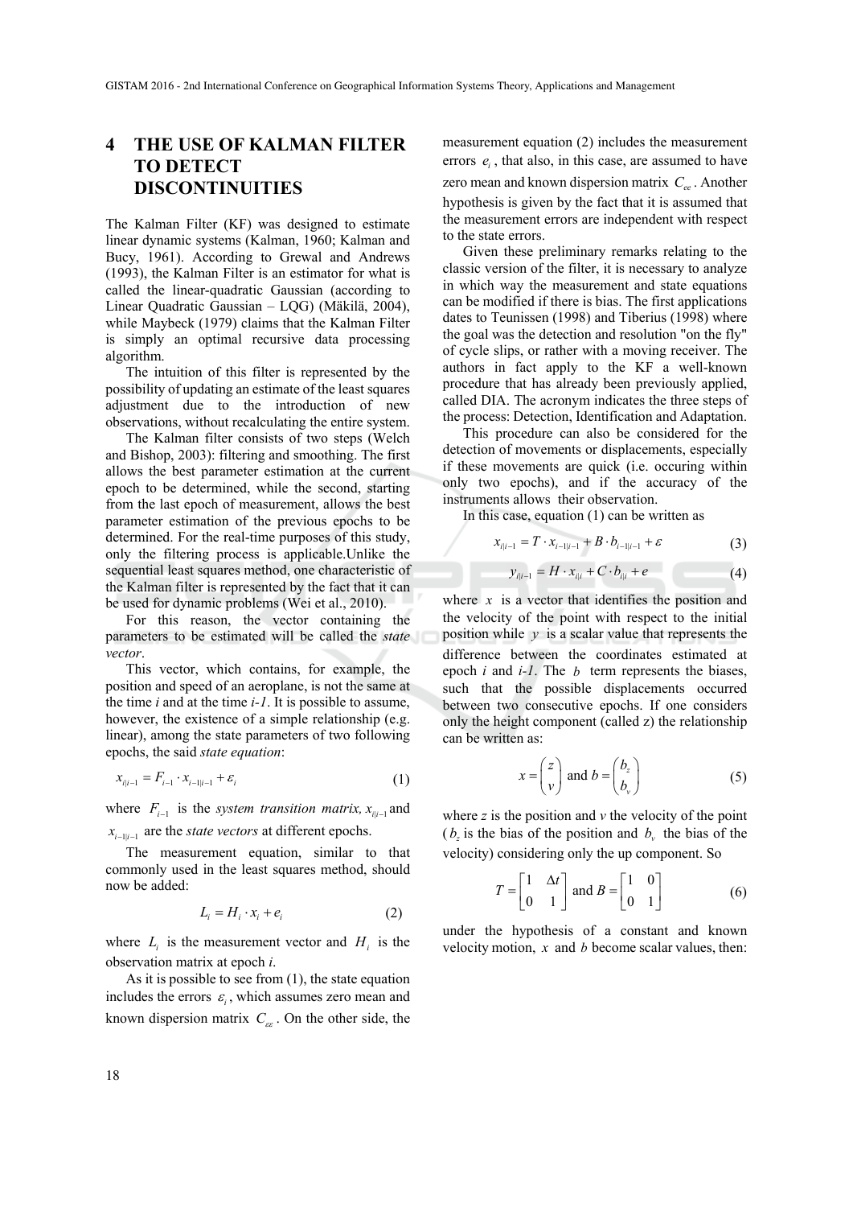## 4 THE USE OF KALMAN FILTER TO DETECT DISCONTINUITIES

The Kalman Filter (KF) was designed to estimate linear dynamic systems (Kalman, 1960; Kalman and Bucy, 1961). According to Grewal and Andrews (1993), the Kalman Filter is an estimator for what is called the linear-quadratic Gaussian (according to Linear Quadratic Gaussian – LQG) (Mäkilä, 2004), while Maybeck (1979) claims that the Kalman Filter is simply an optimal recursive data processing algorithm.

The intuition of this filter is represented by the possibility of updating an estimate of the least squares adjustment due to the introduction of new observations, without recalculating the entire system.

The Kalman filter consists of two steps (Welch and Bishop, 2003): filtering and smoothing. The first allows the best parameter estimation at the current epoch to be determined, while the second, starting from the last epoch of measurement, allows the best parameter estimation of the previous epochs to be determined. For the real-time purposes of this study, only the filtering process is applicable.Unlike the sequential least squares method, one characteristic of the Kalman filter is represented by the fact that it can be used for dynamic problems (Wei et al., 2010).

For this reason, the vector containing the parameters to be estimated will be called the *state vector*.

This vector, which contains, for example, the position and speed of an aeroplane, is not the same at the time *i* and at the time *i-1*. It is possible to assume, however, the existence of a simple relationship (e.g. linear), among the state parameters of two following epochs, the said *state equation*:

$$x_{i|i-1} = F_{i-1} \cdot x_{i-1|i-1} + \varepsilon_i \tag{1}$$

where $F_{i-1}$ is the *system transition matrix*, $x_{i|i-1}$ and $x_{i-1|i-1}$ are the *state vectors* at different epochs.

The measurement equation, similar to that commonly used in the least squares method, should now be added:

$$L_i = H_i \cdot x_i + e_i \tag{2}$$

where $L_i$ is the measurement vector and $H_i$ is the observation matrix at epoch *i*.

As it is possible to see from (1), the state equation includes the errors $\varepsilon_i$, which assumes zero mean and known dispersion matrix $C_{\varepsilon\varepsilon}$. On the other side, the measurement equation (2) includes the measurement errors $e_i$, that also, in this case, are assumed to have zero mean and known dispersion matrix $C_{ee}$. Another hypothesis is given by the fact that it is assumed that the measurement errors are independent with respect to the state errors.

Given these preliminary remarks relating to the classic version of the filter, it is necessary to analyze in which way the measurement and state equations can be modified if there is bias. The first applications dates to Teunissen (1998) and Tiberius (1998) where the goal was the detection and resolution "on the fly" of cycle slips, or rather with a moving receiver. The authors in fact apply to the KF a well-known procedure that has already been previously applied, called DIA. The acronym indicates the three steps of the process: Detection, Identification and Adaptation.

This procedure can also be considered for the detection of movements or displacements, especially if these movements are quick (i.e. occuring within only two epochs), and if the accuracy of the instruments allows their observation.

In this case, equation (1) can be written as

$$x_{i|i-1} = T \cdot x_{i-1|i-1} + B \cdot b_{i-1|i-1} + \varepsilon \tag{3}$$

$$y_{i|i-1} = H \cdot x_{i|i} + C \cdot b_{i|i} + e \tag{4}$$

where $x$ is a vector that identifies the position and the velocity of the point with respect to the initial position while $y$ is a scalar value that represents the difference between the coordinates estimated at epoch *i* and *i-1*. The $b$ term represents the biases, such that the possible displacements occurred between two consecutive epochs. If one considers only the height component (called *z*) the relationship can be written as:

$$x = \begin{pmatrix} z \\ v \end{pmatrix} \text{ and } b = \begin{pmatrix} b_z \\ b_v \end{pmatrix} \tag{5}$$

where *z* is the position and *v* the velocity of the point ($b_z$ is the bias of the position and $b_v$ the bias of the velocity) considering only the up component. So

$$T = \begin{bmatrix} 1 & \Delta t \\ 0 & 1 \end{bmatrix} \text{ and } B = \begin{bmatrix} 1 & 0 \\ 0 & 1 \end{bmatrix} \tag{6}$$

under the hypothesis of a constant and known velocity motion, $x$ and *b* become scalar values, then: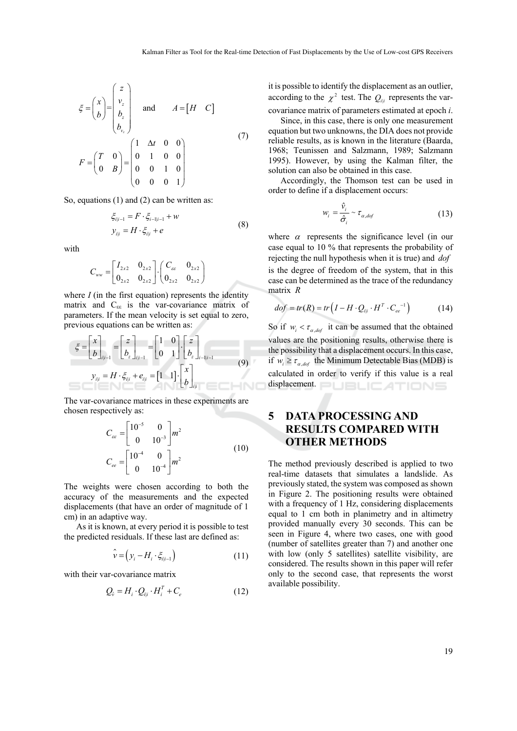$$\xi = \begin{pmatrix} x \\ b \end{pmatrix} = \begin{pmatrix} z \\ v_z \\ b_z \\ b_{v_z} \end{pmatrix} \quad \text{and} \quad A = \begin{bmatrix} H & C \end{bmatrix}$$

$$F = \begin{pmatrix} T & 0 \\ 0 & B \end{pmatrix} = \begin{pmatrix} 1 & \Delta t & 0 & 0 \\ 0 & 1 & 0 & 0 \\ 0 & 0 & 1 & 0 \\ 0 & 0 & 0 & 1 \end{pmatrix} \tag{7}$$

So, equations (1) and (2) can be written as:

$$\begin{aligned} \xi_{i|i-1} &= F \cdot \xi_{i-1|i-1} + w \\ y_{i|i} &= H \cdot \xi_{i|i} + e \end{aligned} \tag{8}$$

with

$$C_{ww} = \begin{bmatrix} I_{2x2} & 0_{2x2} \\ 0_{2x2} & 0_{2x2} \end{bmatrix} \cdot \begin{pmatrix} C_{\varepsilon\varepsilon} & 0_{2x2} \\ 0_{2x2} & 0_{2x2} \end{pmatrix}$$

where $I$ (in the first equation) represents the identity matrix and $C_{\varepsilon\varepsilon}$ is the var-covariance matrix of parameters. If the mean velocity is set equal to zero, previous equations can be written as:

$$\begin{aligned} \xi = \begin{bmatrix} x \\ b \end{bmatrix}_{i|i-1} &= \begin{bmatrix} z \\ b_z \end{bmatrix}_{i|i-1} = \begin{bmatrix} 1 & 0 \\ 0 & 1 \end{bmatrix} \cdot \begin{bmatrix} z \\ b_z \end{bmatrix}_{i-1|i-1} \\ y_{i|i} &= H \cdot \xi_{i|i} + e_{i|i} = \begin{bmatrix} 1 & 1 \end{bmatrix} \cdot \begin{bmatrix} x \\ b \end{bmatrix}_{i|i} \end{aligned} \tag{9}$$

The var-covariance matrices in these experiments are chosen respectively as:

$$\begin{aligned} C_{\varepsilon\varepsilon} &= \begin{bmatrix} 10^{-5} & 0 \\ 0 & 10^{-3} \end{bmatrix} m^2 \\ C_{ee} &= \begin{bmatrix} 10^{-4} & 0 \\ 0 & 10^{-4} \end{bmatrix} m^2 \end{aligned} \tag{10}$$

The weights were chosen according to both the accuracy of the measurements and the expected displacements (that have an order of magnitude of 1 cm) in an adaptive way.

As it is known, at every period it is possible to test the predicted residuals. If these last are defined as:

$$\hat{v} = \left( y_i - H_i \cdot \xi_{i|i-1} \right) \tag{11}$$

with their var-covariance matrix

$$Q_{\hat{v}} = H_i \cdot Q_{i|i} \cdot H_i^T + C_e \tag{12}$$

it is possible to identify the displacement as an outlier, according to the $\chi^2$ test. The $Q_{i|i}$ represents the var-covariance matrix of parameters estimated at epoch $i$.

Since, in this case, there is only one measurement equation but two unknowns, the DIA does not provide reliable results, as is known in the literature (Baarda, 1968; Teunissen and Salzmann, 1989; Salzmann 1995). However, by using the Kalman filter, the solution can also be obtained in this case.

Accordingly, the Thomson test can be used in order to define if a displacement occurs:

$$w_i = \frac{\hat{v}_i}{\hat{\sigma}_i} \sim \tau_{\alpha,dof} \tag{13}$$

where $\alpha$ represents the significance level (in our case equal to 10 % that represents the probability of rejecting the null hypothesis when it is true) and $dof$ is the degree of freedom of the system, that in this case can be determined as the trace of the redundancy matrix $R$

$$dof = tr(R) = tr\left( I - H \cdot Q_{i|i} \cdot H^T \cdot C_{ee}^{-1} \right) \tag{14}$$

So if $w_i < \tau_{\alpha,dof}$ it can be assumed that the obtained values are the positioning results, otherwise there is the possibility that a displacement occurs. In this case, if $w_i \geq \tau_{\alpha,dof}$ the Minimum Detectable Bias (MDB) is calculated in order to verify if this value is a real displacement.

## 5 DATA PROCESSING AND RESULTS COMPARED WITH OTHER METHODS

The method previously described is applied to two real-time datasets that simulates a landslide. As previously stated, the system was composed as shown in Figure 2. The positioning results were obtained with a frequency of 1 Hz, considering displacements equal to 1 cm both in planimetry and in altimetry provided manually every 30 seconds. This can be seen in Figure 4, where two cases, one with good (number of satellites greater than 7) and another one with low (only 5 satellites) satellite visibility, are considered. The results shown in this paper will refer only to the second case, that represents the worst available possibility.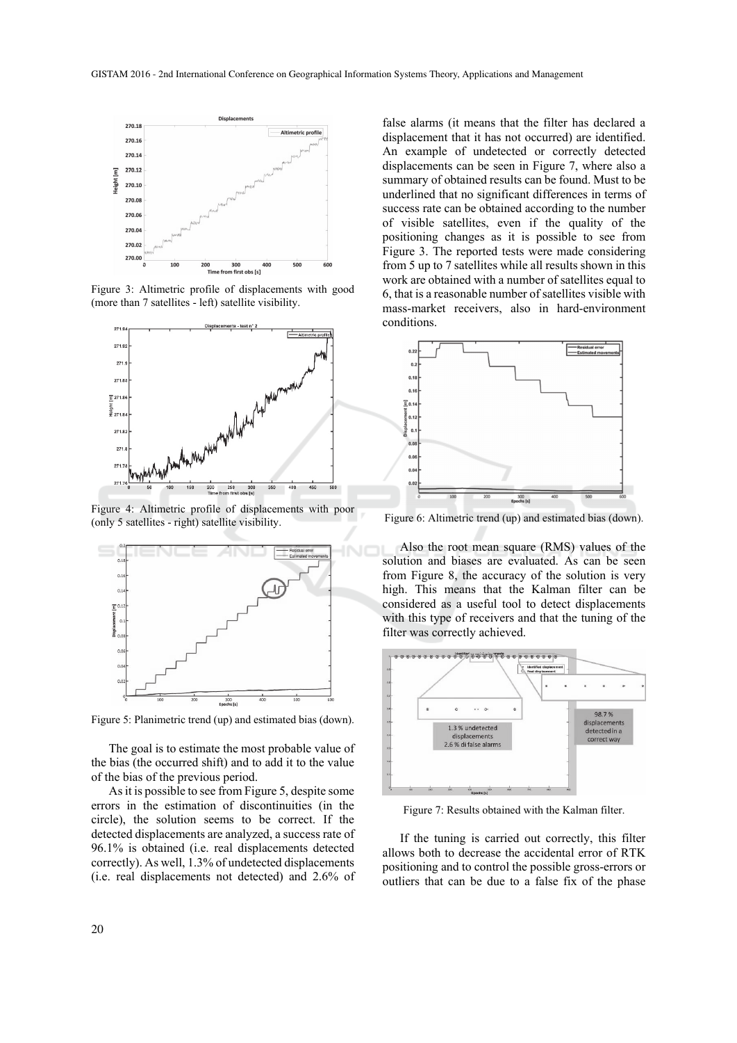Figure 3: Altimetric profile of displacements with good (more than 7 satellites - left) satellite visibility.

Figure 4: Altimetric profile of displacements with poor (only 5 satellites - right) satellite visibility.

Figure 5: Planimetric trend (up) and estimated bias (down).

The goal is to estimate the most probable value of the bias (the occurred shift) and to add it to the value of the bias of the previous period.

As it is possible to see from Figure 5, despite some errors in the estimation of discontinuities (in the circle), the solution seems to be correct. If the detected displacements are analyzed, a success rate of 96.1% is obtained (i.e. real displacements detected correctly). As well, 1.3% of undetected displacements (i.e. real displacements not detected) and 2.6% of false alarms (it means that the filter has declared a displacement that it has not occurred) are identified. An example of undetected or correctly detected displacements can be seen in Figure 7, where also a summary of obtained results can be found. Must to be underlined that no significant differences in terms of success rate can be obtained according to the number of visible satellites, even if the quality of the positioning changes as it is possible to see from Figure 3. The reported tests were made considering from 5 up to 7 satellites while all results shown in this work are obtained with a number of satellites equal to 6, that is a reasonable number of satellites visible with mass-market receivers, also in hard-environment conditions.

Figure 6: Altimetric trend (up) and estimated bias (down).

Also the root mean square (RMS) values of the solution and biases are evaluated. As can be seen from Figure 8, the accuracy of the solution is very high. This means that the Kalman filter can be considered as a useful tool to detect displacements with this type of receivers and that the tuning of the filter was correctly achieved.

Figure 7: Results obtained with the Kalman filter.

If the tuning is carried out correctly, this filter allows both to decrease the accidental error of RTK positioning and to control the possible gross-errors or outliers that can be due to a false fix of the phase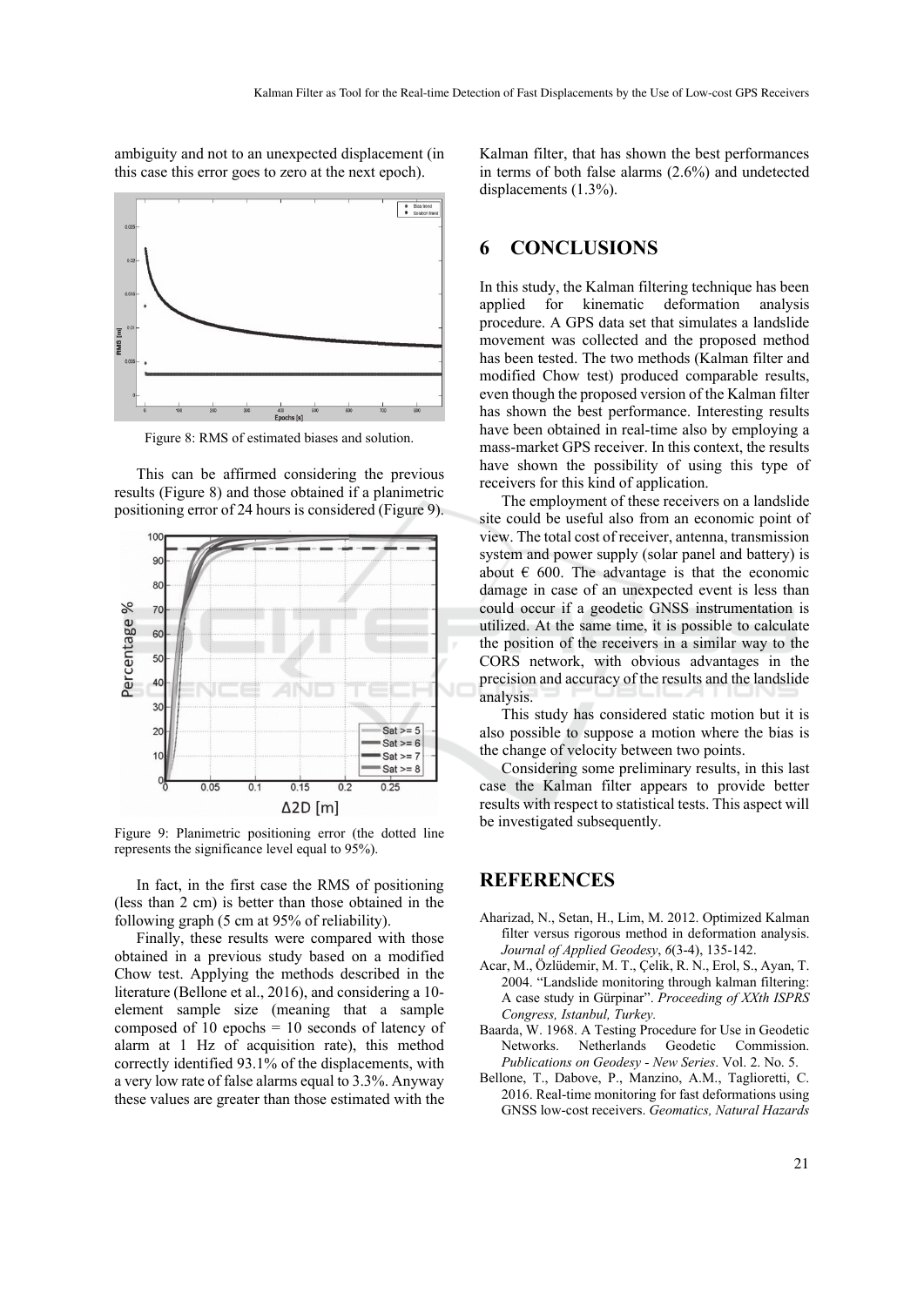ambiguity and not to an unexpected displacement (in this case this error goes to zero at the next epoch).

Figure 8: RMS of estimated biases and solution.

This can be affirmed considering the previous results (Figure 8) and those obtained if a planimetric positioning error of 24 hours is considered (Figure 9).

Figure 9: Planimetric positioning error (the dotted line represents the significance level equal to 95%).

In fact, in the first case the RMS of positioning (less than 2 cm) is better than those obtained in the following graph (5 cm at 95% of reliability).

Finally, these results were compared with those obtained in a previous study based on a modified Chow test. Applying the methods described in the literature (Bellone et al., 2016), and considering a 10-element sample size (meaning that a sample composed of 10 epochs = 10 seconds of latency of alarm at 1 Hz of acquisition rate), this method correctly identified 93.1% of the displacements, with a very low rate of false alarms equal to 3.3%. Anyway these values are greater than those estimated with the Kalman filter, that has shown the best performances in terms of both false alarms (2.6%) and undetected displacements (1.3%).

## 6 CONCLUSIONS

In this study, the Kalman filtering technique has been applied for kinematic deformation analysis procedure. A GPS data set that simulates a landslide movement was collected and the proposed method has been tested. The two methods (Kalman filter and modified Chow test) produced comparable results, even though the proposed version of the Kalman filter has shown the best performance. Interesting results have been obtained in real-time also by employing a mass-market GPS receiver. In this context, the results have shown the possibility of using this type of receivers for this kind of application.

The employment of these receivers on a landslide site could be useful also from an economic point of view. The total cost of receiver, antenna, transmission system and power supply (solar panel and battery) is about € 600. The advantage is that the economic damage in case of an unexpected event is less than could occur if a geodetic GNSS instrumentation is utilized. At the same time, it is possible to calculate the position of the receivers in a similar way to the CORS network, with obvious advantages in the precision and accuracy of the results and the landslide analysis.

This study has considered static motion but it is also possible to suppose a motion where the bias is the change of velocity between two points.

Considering some preliminary results, in this last case the Kalman filter appears to provide better results with respect to statistical tests. This aspect will be investigated subsequently.

## REFERENCES

Aharizad, N., Setan, H., Lim, M. 2012. Optimized Kalman filter versus rigorous method in deformation analysis. *Journal of Applied Geodesy*, *6*(3-4), 135-142.

Acar, M., Özlüdemir, M. T., Çelik, R. N., Erol, S., Ayan, T. 2004. "Landslide monitoring through kalman filtering: A case study in Gürpinar". *Proceeding of XXth ISPRS Congress, Istanbul, Turkey.*

Baarda, W. 1968. A Testing Procedure for Use in Geodetic Networks. Netherlands Geodetic Commission. *Publications on Geodesy - New Series*. Vol. 2. No. 5.

Bellone, T., Dabove, P., Manzino, A.M., Taglioretti, C. 2016. Real-time monitoring for fast deformations using GNSS low-cost receivers. *Geomatics, Natural Hazards*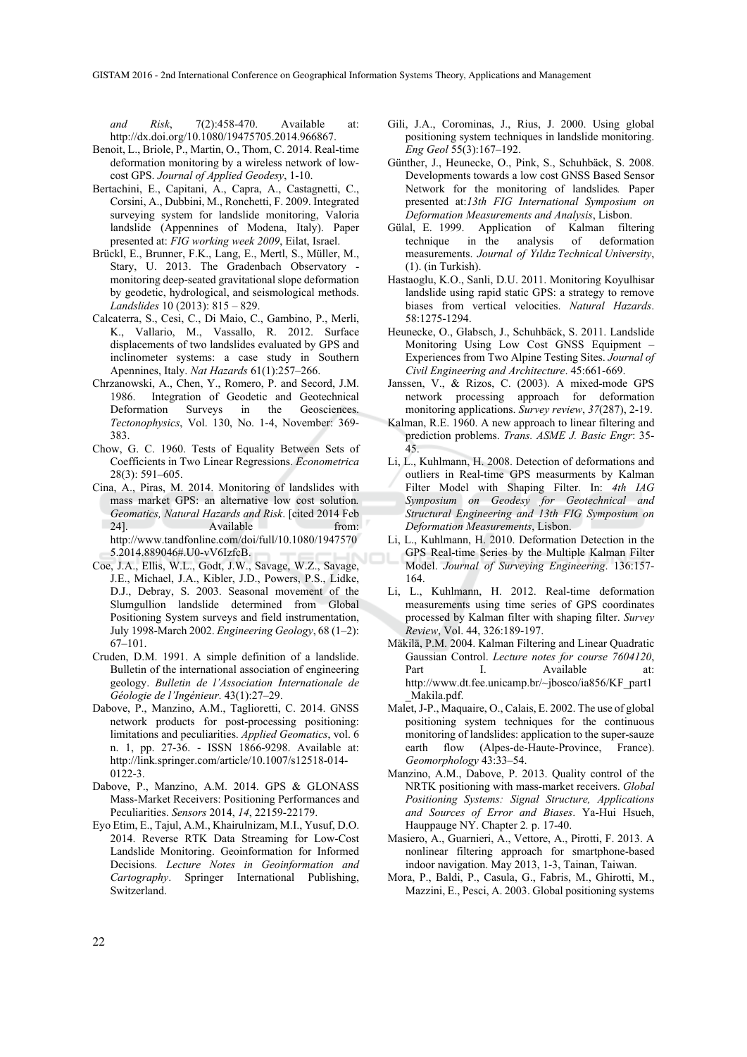*and Risk*, 7(2):458-470. Available at: http://dx.doi.org/10.1080/19475705.2014.966867.

Benoit, L., Briole, P., Martin, O., Thom, C. 2014. Real-time deformation monitoring by a wireless network of low-cost GPS. *Journal of Applied Geodesy*, 1-10.

Bertachini, E., Capitani, A., Capra, A., Castagnetti, C., Corsini, A., Dubbini, M., Ronchetti, F. 2009. Integrated surveying system for landslide monitoring, Valoria landslide (Appennines of Modena, Italy). Paper presented at: *FIG working week 2009*, Eilat, Israel.

Brückl, E., Brunner, F.K., Lang, E., Mertl, S., Müller, M., Stary, U. 2013. The Gradenbach Observatory - monitoring deep-seated gravitational slope deformation by geodetic, hydrological, and seismological methods. *Landslides* 10 (2013): 815 – 829.

Calcaterra, S., Cesi, C., Di Maio, C., Gambino, P., Merli, K., Vallario, M., Vassallo, R. 2012. Surface displacements of two landslides evaluated by GPS and inclinometer systems: a case study in Southern Apennines, Italy. *Nat Hazards* 61(1):257–266.

Chrzanowski, A., Chen, Y., Romero, P. and Secord, J.M. 1986. Integration of Geodetic and Geotechnical Deformation Surveys in the Geosciences. *Tectonophysics*, Vol. 130, No. 1-4, November: 369-383.

Chow, G. C. 1960. Tests of Equality Between Sets of Coefficients in Two Linear Regressions. *Econometrica* 28(3): 591–605.

Cina, A., Piras, M. 2014. Monitoring of landslides with mass market GPS: an alternative low cost solution*. Geomatics, Natural Hazards and Risk*. [cited 2014 Feb 24]. Available from: http://www.tandfonline.com/doi/full/10.1080/19475705.2014.889046#.U0-vV6IzfcB.

Coe, J.A., Ellis, W.L., Godt, J.W., Savage, W.Z., Savage, J.E., Michael, J.A., Kibler, J.D., Powers, P.S., Lidke, D.J., Debray, S. 2003. Seasonal movement of the Slumgullion landslide determined from Global Positioning System surveys and field instrumentation, July 1998-March 2002. *Engineering Geology*, 68 (1–2): 67–101.

Cruden, D.M. 1991. A simple definition of a landslide. Bulletin of the international association of engineering geology. *Bulletin de l'Association Internationale de Géologie de l'Ingénieur*. 43(1):27–29.

Dabove, P., Manzino, A.M., Taglioretti, C. 2014. GNSS network products for post-processing positioning: limitations and peculiarities. *Applied Geomatics*, vol. 6 n. 1, pp. 27-36. - ISSN 1866-9298. Available at: http://link.springer.com/article/10.1007/s12518-014-0122-3.

Dabove, P., Manzino, A.M. 2014. GPS & GLONASS Mass-Market Receivers: Positioning Performances and Peculiarities. *Sensors* 2014, *14*, 22159-22179.

Eyo Etim, E., Tajul, A.M., Khairulnizam, M.I., Yusuf, D.O. 2014. Reverse RTK Data Streaming for Low-Cost Landslide Monitoring. Geoinformation for Informed Decisions*. Lecture Notes in Geoinformation and Cartography*. Springer International Publishing, Switzerland.

Gili, J.A., Corominas, J., Rius, J. 2000. Using global positioning system techniques in landslide monitoring. *Eng Geol* 55(3):167–192.

Günther, J., Heunecke, O., Pink, S., Schuhbäck, S. 2008. Developments towards a low cost GNSS Based Sensor Network for the monitoring of landslides*.* Paper presented at:*13th FIG International Symposium on Deformation Measurements and Analysis*, Lisbon.

Gülal, E. 1999. Application of Kalman filtering technique in the analysis of deformation measurements. *Journal of Yıldız Technical University*, (1). (in Turkish).

Hastaoglu, K.O., Sanli, D.U. 2011. Monitoring Koyulhisar landslide using rapid static GPS: a strategy to remove biases from vertical velocities. *Natural Hazards*. 58:1275-1294.

Heunecke, O., Glabsch, J., Schuhbäck, S. 2011. Landslide Monitoring Using Low Cost GNSS Equipment – Experiences from Two Alpine Testing Sites. *Journal of Civil Engineering and Architecture*. 45:661-669.

Janssen, V., & Rizos, C. (2003). A mixed-mode GPS network processing approach for deformation monitoring applications. *Survey review*, *37*(287), 2-19.

Kalman, R.E. 1960. A new approach to linear filtering and prediction problems. *Trans. ASME J. Basic Engr*: 35-45.

Li, L., Kuhlmann, H. 2008. Detection of deformations and outliers in Real-time GPS measurments by Kalman Filter Model with Shaping Filter. In: *4th IAG Symposium on Geodesy for Geotechnical and Structural Engineering and 13th FIG Symposium on Deformation Measurements*, Lisbon.

Li, L., Kuhlmann, H. 2010. Deformation Detection in the GPS Real-time Series by the Multiple Kalman Filter Model. *Journal of Surveying Engineering*. 136:157-164.

Li, L., Kuhlmann, H. 2012. Real-time deformation measurements using time series of GPS coordinates processed by Kalman filter with shaping filter. *Survey Review*, Vol. 44, 326:189-197.

Mäkilä, P.M. 2004. Kalman Filtering and Linear Quadratic Gaussian Control. *Lecture notes for course 7604120*, Part I. Available at: http://www.dt.fee.unicamp.br/~jbosco/ia856/KF_part1_Makila.pdf.

Malet, J-P., Maquaire, O., Calais, E. 2002. The use of global positioning system techniques for the continuous monitoring of landslides: application to the super-sauze earth flow (Alpes-de-Haute-Province, France). *Geomorphology* 43:33–54.

Manzino, A.M., Dabove, P. 2013. Quality control of the NRTK positioning with mass-market receivers. *Global Positioning Systems: Signal Structure, Applications and Sources of Error and Biases*. Ya-Hui Hsueh, Hauppauge NY. Chapter 2*.* p. 17-40.

Masiero, A., Guarnieri, A., Vettore, A., Pirotti, F. 2013. A nonlinear filtering approach for smartphone-based indoor navigation. May 2013, 1-3, Tainan, Taiwan.

Mora, P., Baldi, P., Casula, G., Fabris, M., Ghirotti, M., Mazzini, E., Pesci, A. 2003. Global positioning systems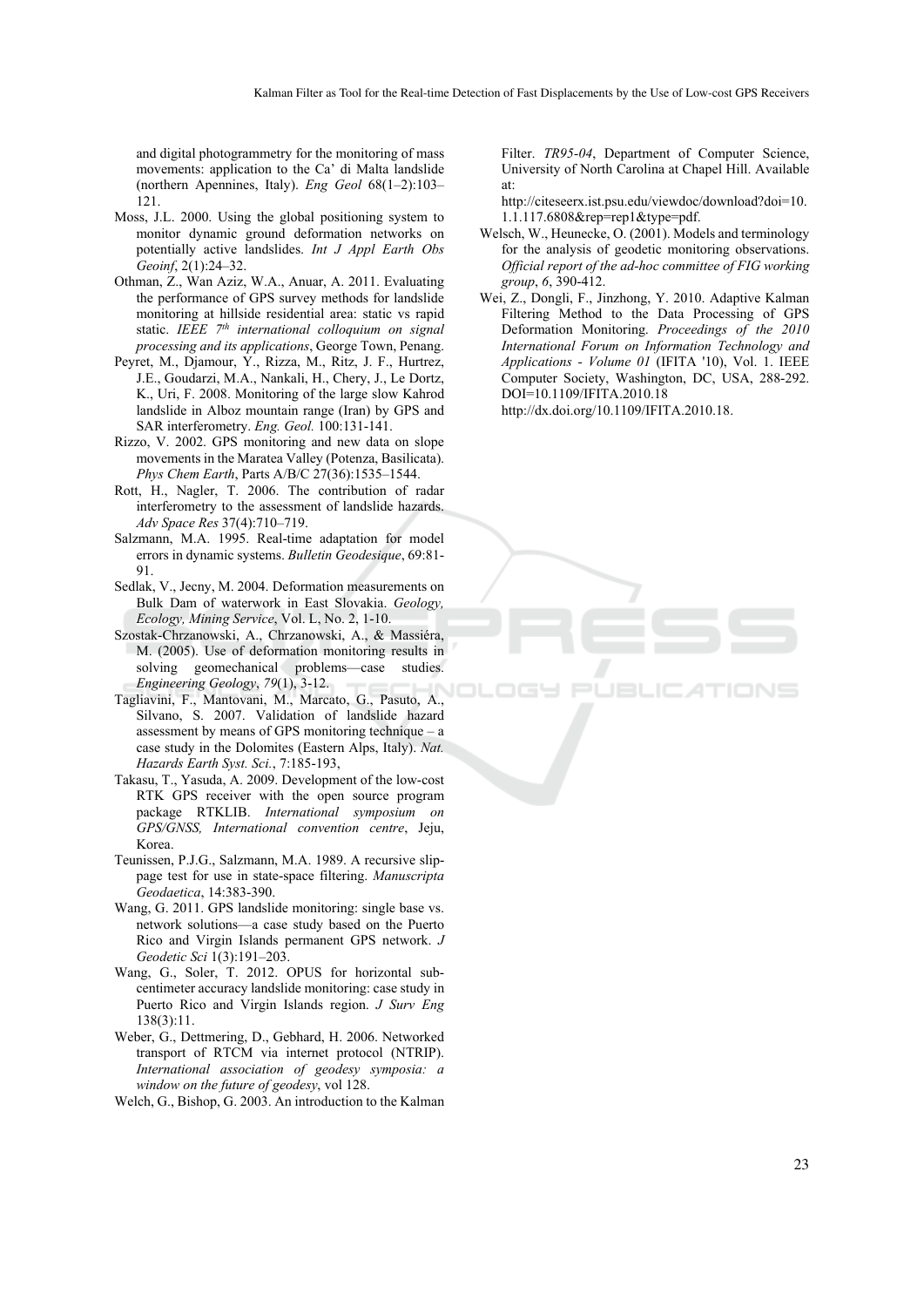and digital photogrammetry for the monitoring of mass movements: application to the Ca' di Malta landslide (northern Apennines, Italy). *Eng Geol* 68(1–2):103–121.

Moss, J.L. 2000. Using the global positioning system to monitor dynamic ground deformation networks on potentially active landslides. *Int J Appl Earth Obs Geoinf*, 2(1):24–32.

Othman, Z., Wan Aziz, W.A., Anuar, A. 2011. Evaluating the performance of GPS survey methods for landslide monitoring at hillside residential area: static vs rapid static. *IEEE 7th international colloquium on signal processing and its applications*, George Town, Penang.

Peyret, M., Djamour, Y., Rizza, M., Ritz, J. F., Hurtrez, J.E., Goudarzi, M.A., Nankali, H., Chery, J., Le Dortz, K., Uri, F. 2008. Monitoring of the large slow Kahrod landslide in Alboz mountain range (Iran) by GPS and SAR interferometry. *Eng. Geol.* 100:131-141.

Rizzo, V. 2002. GPS monitoring and new data on slope movements in the Maratea Valley (Potenza, Basilicata). *Phys Chem Earth*, Parts A/B/C 27(36):1535–1544.

Rott, H., Nagler, T. 2006. The contribution of radar interferometry to the assessment of landslide hazards. *Adv Space Res* 37(4):710–719.

Salzmann, M.A. 1995. Real-time adaptation for model errors in dynamic systems. *Bulletin Geodesique*, 69:81-91.

Sedlak, V., Jecny, M. 2004. Deformation measurements on Bulk Dam of waterwork in East Slovakia. *Geology, Ecology, Mining Service*, Vol. L, No. 2, 1-10.

Szostak-Chrzanowski, A., Chrzanowski, A., & Massiéra, M. (2005). Use of deformation monitoring results in solving geomechanical problems—case studies. *Engineering Geology*, *79*(1), 3-12.

Tagliavini, F., Mantovani, M., Marcato, G., Pasuto, A., Silvano, S. 2007. Validation of landslide hazard assessment by means of GPS monitoring technique – a case study in the Dolomites (Eastern Alps, Italy). *Nat. Hazards Earth Syst. Sci.*, 7:185-193,

Takasu, T., Yasuda, A. 2009. Development of the low-cost RTK GPS receiver with the open source program package RTKLIB. *International symposium on GPS/GNSS, International convention centre*, Jeju, Korea.

Teunissen, P.J.G., Salzmann, M.A. 1989. A recursive slippage test for use in state-space filtering. *Manuscripta Geodaetica*, 14:383-390.

Wang, G. 2011. GPS landslide monitoring: single base vs. network solutions—a case study based on the Puerto Rico and Virgin Islands permanent GPS network. *J Geodetic Sci* 1(3):191–203.

Wang, G., Soler, T. 2012. OPUS for horizontal sub-centimeter accuracy landslide monitoring: case study in Puerto Rico and Virgin Islands region. *J Surv Eng* 138(3):11.

Weber, G., Dettmering, D., Gebhard, H. 2006. Networked transport of RTCM via internet protocol (NTRIP). *International association of geodesy symposia: a window on the future of geodesy*, vol 128.

Welch, G., Bishop, G. 2003. An introduction to the Kalman Filter. *TR95-04*, Department of Computer Science, University of North Carolina at Chapel Hill. Available at: http://citeseerx.ist.psu.edu/viewdoc/download?doi=10.1.1.117.6808&rep=rep1&type=pdf.

Welsch, W., Heunecke, O. (2001). Models and terminology for the analysis of geodetic monitoring observations. *Official report of the ad-hoc committee of FIG working group*, *6*, 390-412.

Wei, Z., Dongli, F., Jinzhong, Y. 2010. Adaptive Kalman Filtering Method to the Data Processing of GPS Deformation Monitoring. *Proceedings of the 2010 International Forum on Information Technology and Applications - Volume 01* (IFITA '10), Vol. 1. IEEE Computer Society, Washington, DC, USA, 288-292. DOI=10.1109/IFITA.2010.18 http://dx.doi.org/10.1109/IFITA.2010.18.